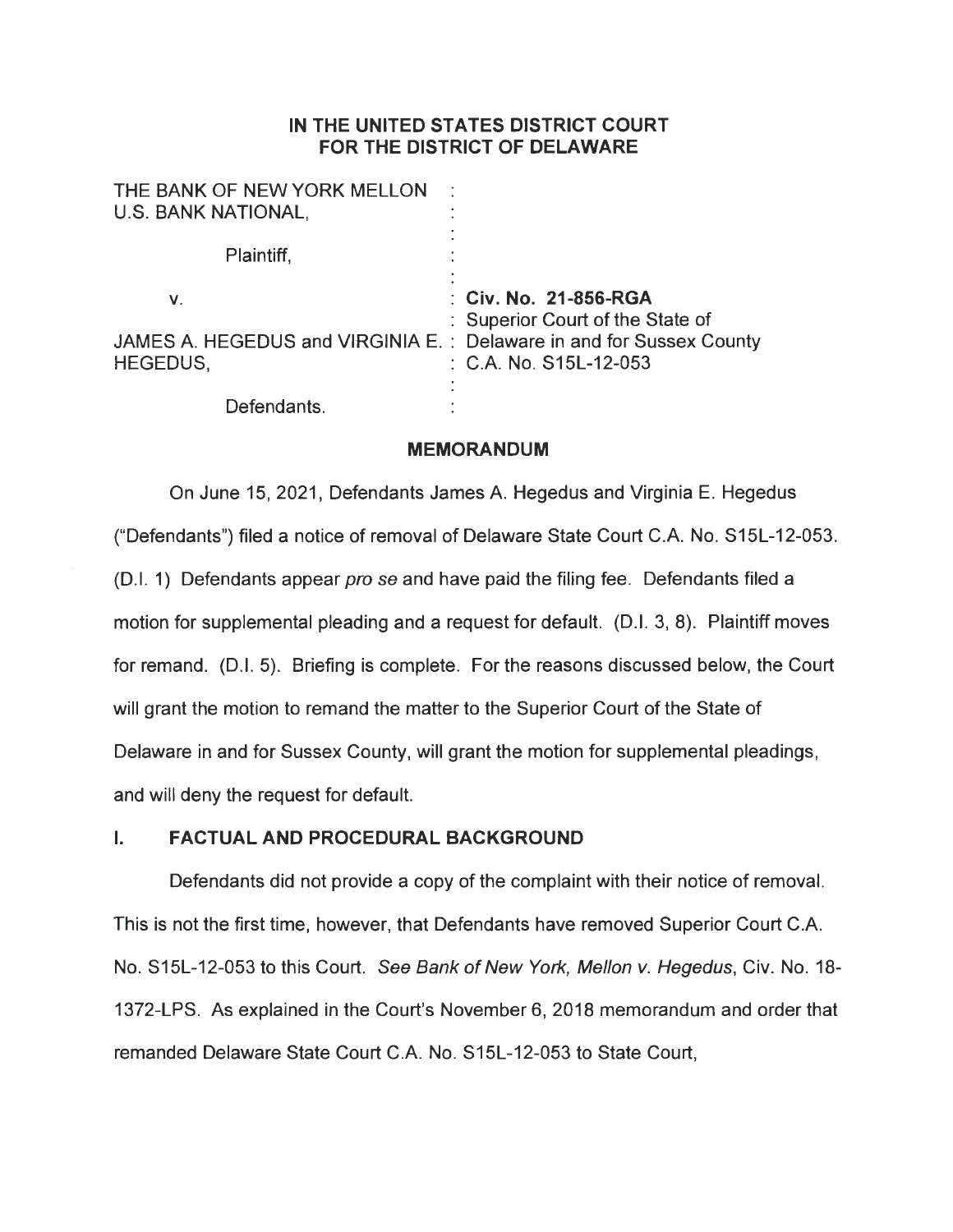# IN THE UNITED STATES DISTRICT COURT FOR THE DISTRICT OF DELAWARE

| | |
|---|---|
| THE BANK OF NEW YORK MELLON U.S. BANK NATIONAL, | : |
| Plaintiff, | : |
| v. | : **Civ. No. 21-856-RGA** |
| | : Superior Court of the State of |
| JAMES A. HEGEDUS and VIRGINIA E. HEGEDUS, | : Delaware in and for Sussex County |
| | : C.A. No. S15L-12-053 |
| Defendants. | : |

## MEMORANDUM

On June 15, 2021, Defendants James A. Hegedus and Virginia E. Hegedus ("Defendants") filed a notice of removal of Delaware State Court C.A. No. S15L-12-053. (D.I. 1) Defendants appear *pro se* and have paid the filing fee. Defendants filed a motion for supplemental pleading and a request for default. (D.I. 3, 8). Plaintiff moves for remand. (D.I. 5). Briefing is complete. For the reasons discussed below, the Court will grant the motion to remand the matter to the Superior Court of the State of Delaware in and for Sussex County, will grant the motion for supplemental pleadings, and will deny the request for default.

## I. FACTUAL AND PROCEDURAL BACKGROUND

Defendants did not provide a copy of the complaint with their notice of removal. This is not the first time, however, that Defendants have removed Superior Court C.A. No. S15L-12-053 to this Court. *See Bank of New York, Mellon v. Hegedus*, Civ. No. 18-1372-LPS. As explained in the Court's November 6, 2018 memorandum and order that remanded Delaware State Court C.A. No. S15L-12-053 to State Court,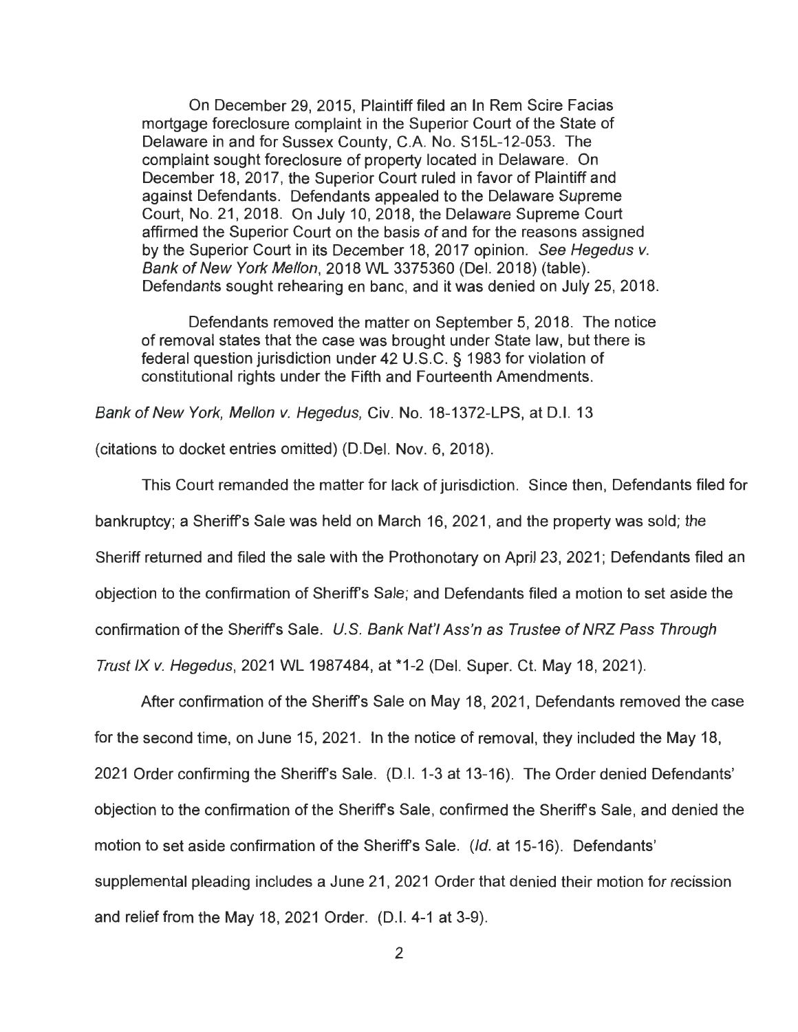> On December 29, 2015, Plaintiff filed an In Rem Scire Facias mortgage foreclosure complaint in the Superior Court of the State of Delaware in and for Sussex County, C.A. No. S15L-12-053. The complaint sought foreclosure of property located in Delaware. On December 18, 2017, the Superior Court ruled in favor of Plaintiff and against Defendants. Defendants appealed to the Delaware Supreme Court, No. 21, 2018. On July 10, 2018, the Delaware Supreme Court affirmed the Superior Court on the basis of and for the reasons assigned by the Superior Court in its December 18, 2017 opinion. *See Hegedus v. Bank of New York Mellon*, 2018 WL 3375360 (Del. 2018) (table). Defendants sought rehearing en banc, and it was denied on July 25, 2018.
>
> Defendants removed the matter on September 5, 2018. The notice of removal states that the case was brought under State law, but there is federal question jurisdiction under 42 U.S.C. § 1983 for violation of constitutional rights under the Fifth and Fourteenth Amendments.

*Bank of New York, Mellon v. Hegedus*, Civ. No. 18-1372-LPS, at D.I. 13 (citations to docket entries omitted) (D.Del. Nov. 6, 2018).

This Court remanded the matter for lack of jurisdiction. Since then, Defendants filed for bankruptcy; a Sheriff's Sale was held on March 16, 2021, and the property was sold; the Sheriff returned and filed the sale with the Prothonotary on April 23, 2021; Defendants filed an objection to the confirmation of Sheriff's Sale; and Defendants filed a motion to set aside the confirmation of the Sheriff's Sale. *U.S. Bank Nat'l Ass'n as Trustee of NRZ Pass Through Trust IX v. Hegedus*, 2021 WL 1987484, at *1-2 (Del. Super. Ct. May 18, 2021).

After confirmation of the Sheriff's Sale on May 18, 2021, Defendants removed the case for the second time, on June 15, 2021. In the notice of removal, they included the May 18, 2021 Order confirming the Sheriff's Sale. (D.I. 1-3 at 13-16). The Order denied Defendants' objection to the confirmation of the Sheriff's Sale, confirmed the Sheriff's Sale, and denied the motion to set aside confirmation of the Sheriff's Sale. (*Id.* at 15-16). Defendants' supplemental pleading includes a June 21, 2021 Order that denied their motion for recission and relief from the May 18, 2021 Order. (D.I. 4-1 at 3-9).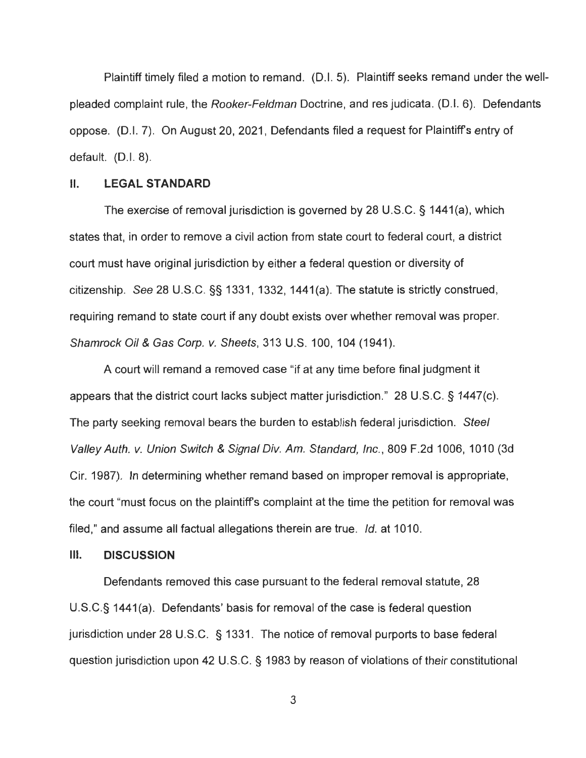Plaintiff timely filed a motion to remand. (D.I. 5). Plaintiff seeks remand under the well-pleaded complaint rule, the *Rooker-Feldman* Doctrine, and res judicata. (D.I. 6). Defendants oppose. (D.I. 7). On August 20, 2021, Defendants filed a request for Plaintiff's entry of default. (D.I. 8).

## II. LEGAL STANDARD

The exercise of removal jurisdiction is governed by 28 U.S.C. § 1441(a), which states that, in order to remove a civil action from state court to federal court, a district court must have original jurisdiction by either a federal question or diversity of citizenship. *See* 28 U.S.C. §§ 1331, 1332, 1441(a). The statute is strictly construed, requiring remand to state court if any doubt exists over whether removal was proper. *Shamrock Oil & Gas Corp. v. Sheets*, 313 U.S. 100, 104 (1941).

A court will remand a removed case "if at any time before final judgment it appears that the district court lacks subject matter jurisdiction." 28 U.S.C. § 1447(c). The party seeking removal bears the burden to establish federal jurisdiction. *Steel Valley Auth. v. Union Switch & Signal Div. Am. Standard, Inc.*, 809 F.2d 1006, 1010 (3d Cir. 1987). In determining whether remand based on improper removal is appropriate, the court "must focus on the plaintiff's complaint at the time the petition for removal was filed," and assume all factual allegations therein are true. *Id.* at 1010.

## III. DISCUSSION

Defendants removed this case pursuant to the federal removal statute, 28 U.S.C.§ 1441(a). Defendants' basis for removal of the case is federal question jurisdiction under 28 U.S.C. § 1331. The notice of removal purports to base federal question jurisdiction upon 42 U.S.C. § 1983 by reason of violations of their constitutional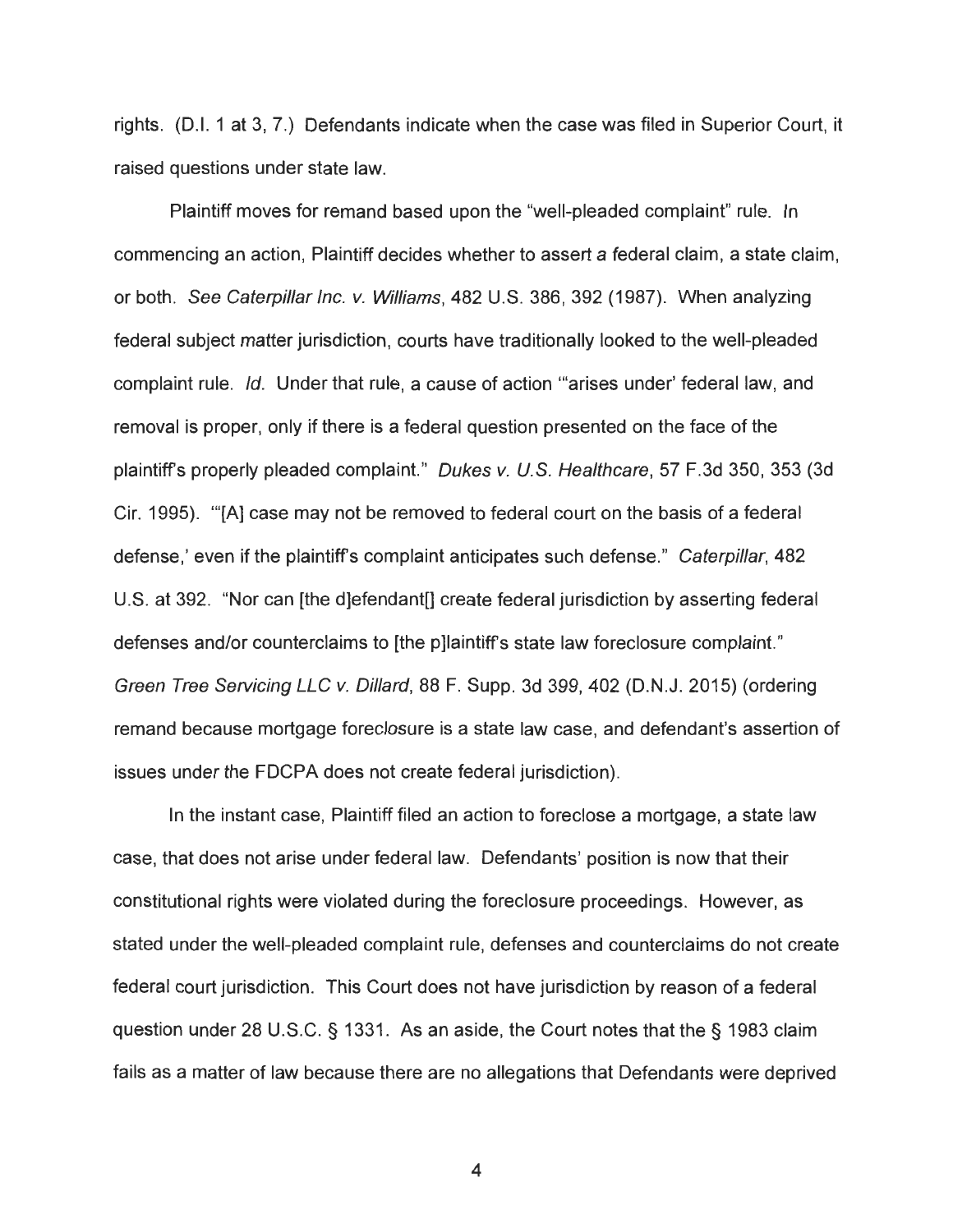rights. (D.I. 1 at 3, 7.) Defendants indicate when the case was filed in Superior Court, it raised questions under state law.

Plaintiff moves for remand based upon the "well-pleaded complaint" rule. In commencing an action, Plaintiff decides whether to assert a federal claim, a state claim, or both. *See Caterpillar Inc. v. Williams*, 482 U.S. 386, 392 (1987). When analyzing federal subject matter jurisdiction, courts have traditionally looked to the well-pleaded complaint rule. *Id.* Under that rule, a cause of action "'arises under' federal law, and removal is proper, only if there is a federal question presented on the face of the plaintiff's properly pleaded complaint." *Dukes v. U.S. Healthcare*, 57 F.3d 350, 353 (3d Cir. 1995). "'[A] case may not be removed to federal court on the basis of a federal defense,' even if the plaintiff's complaint anticipates such defense." *Caterpillar*, 482 U.S. at 392. "Nor can [the d]efendant[] create federal jurisdiction by asserting federal defenses and/or counterclaims to [the p]laintiff's state law foreclosure complaint." *Green Tree Servicing LLC v. Dillard*, 88 F. Supp. 3d 399, 402 (D.N.J. 2015) (ordering remand because mortgage foreclosure is a state law case, and defendant's assertion of issues under the FDCPA does not create federal jurisdiction).

In the instant case, Plaintiff filed an action to foreclose a mortgage, a state law case, that does not arise under federal law. Defendants' position is now that their constitutional rights were violated during the foreclosure proceedings. However, as stated under the well-pleaded complaint rule, defenses and counterclaims do not create federal court jurisdiction. This Court does not have jurisdiction by reason of a federal question under 28 U.S.C. § 1331. As an aside, the Court notes that the § 1983 claim fails as a matter of law because there are no allegations that Defendants were deprived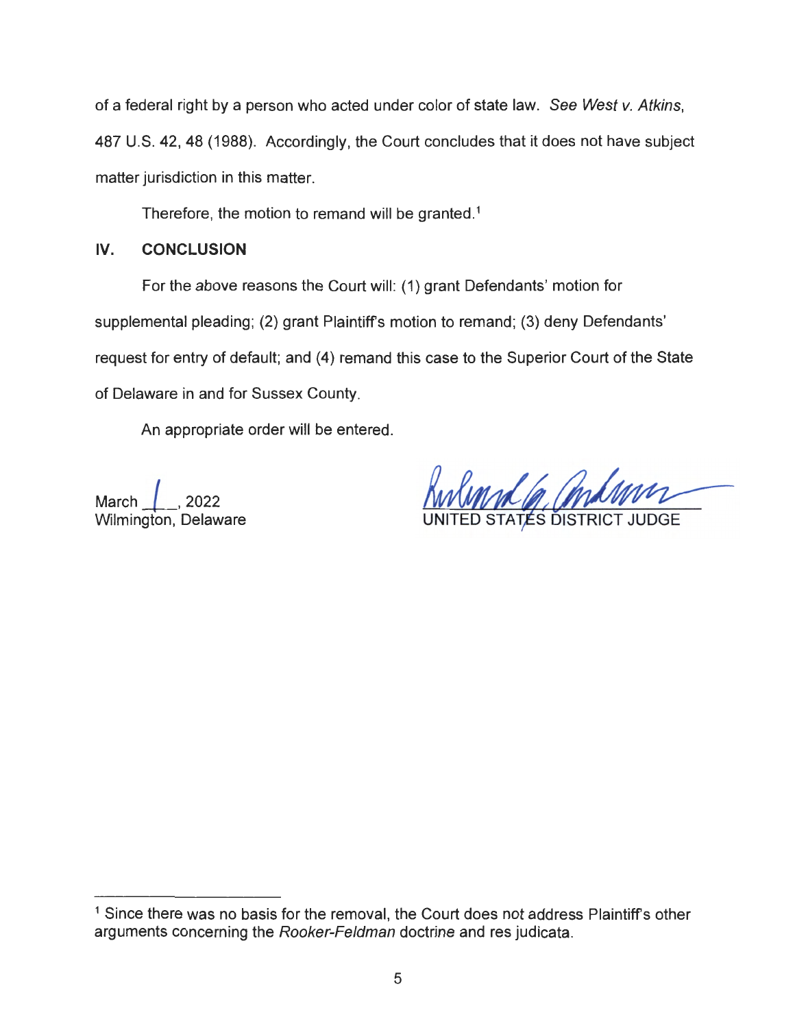of a federal right by a person who acted under color of state law. *See West v. Atkins*, 487 U.S. 42, 48 (1988). Accordingly, the Court concludes that it does not have subject matter jurisdiction in this matter.

Therefore, the motion to remand will be granted.[1]

## IV. CONCLUSION

For the above reasons the Court will: (1) grant Defendants' motion for supplemental pleading; (2) grant Plaintiff's motion to remand; (3) deny Defendants' request for entry of default; and (4) remand this case to the Superior Court of the State of Delaware in and for Sussex County.

An appropriate order will be entered.

March 1, 2022
Wilmington, Delaware

UNITED STATES DISTRICT JUDGE

---

[1] Since there was no basis for the removal, the Court does not address Plaintiff's other arguments concerning the *Rooker-Feldman* doctrine and res judicata.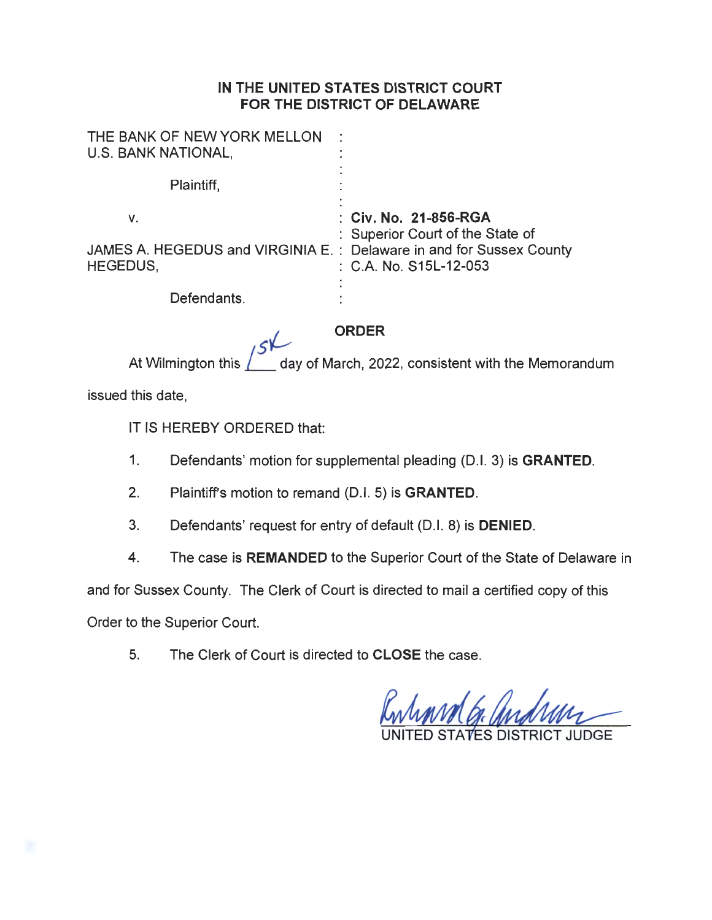**IN THE UNITED STATES DISTRICT COURT**
**FOR THE DISTRICT OF DELAWARE**

| | | |
|---|---|---|
| THE BANK OF NEW YORK MELLON U.S. BANK NATIONAL, | : | |
| Plaintiff, | : | |
| v. | : | **Civ. No. 21-856-RGA** |
| | : | Superior Court of the State of |
| JAMES A. HEGEDUS and VIRGINIA E. HEGEDUS, | : | Delaware in and for Sussex County |
| | : | C.A. No. S15L-12-053 |
| Defendants. | : | |

**ORDER**

At Wilmington this 15th day of March, 2022, consistent with the Memorandum issued this date,

IT IS HEREBY ORDERED that:

1. Defendants' motion for supplemental pleading (D.I. 3) is **GRANTED**.
2. Plaintiff's motion to remand (D.I. 5) is **GRANTED**.
3. Defendants' request for entry of default (D.I. 8) is **DENIED**.
4. The case is **REMANDED** to the Superior Court of the State of Delaware in and for Sussex County. The Clerk of Court is directed to mail a certified copy of this Order to the Superior Court.
5. The Clerk of Court is directed to **CLOSE** the case.

/s/ Richard G. Andrews
UNITED STATES DISTRICT JUDGE